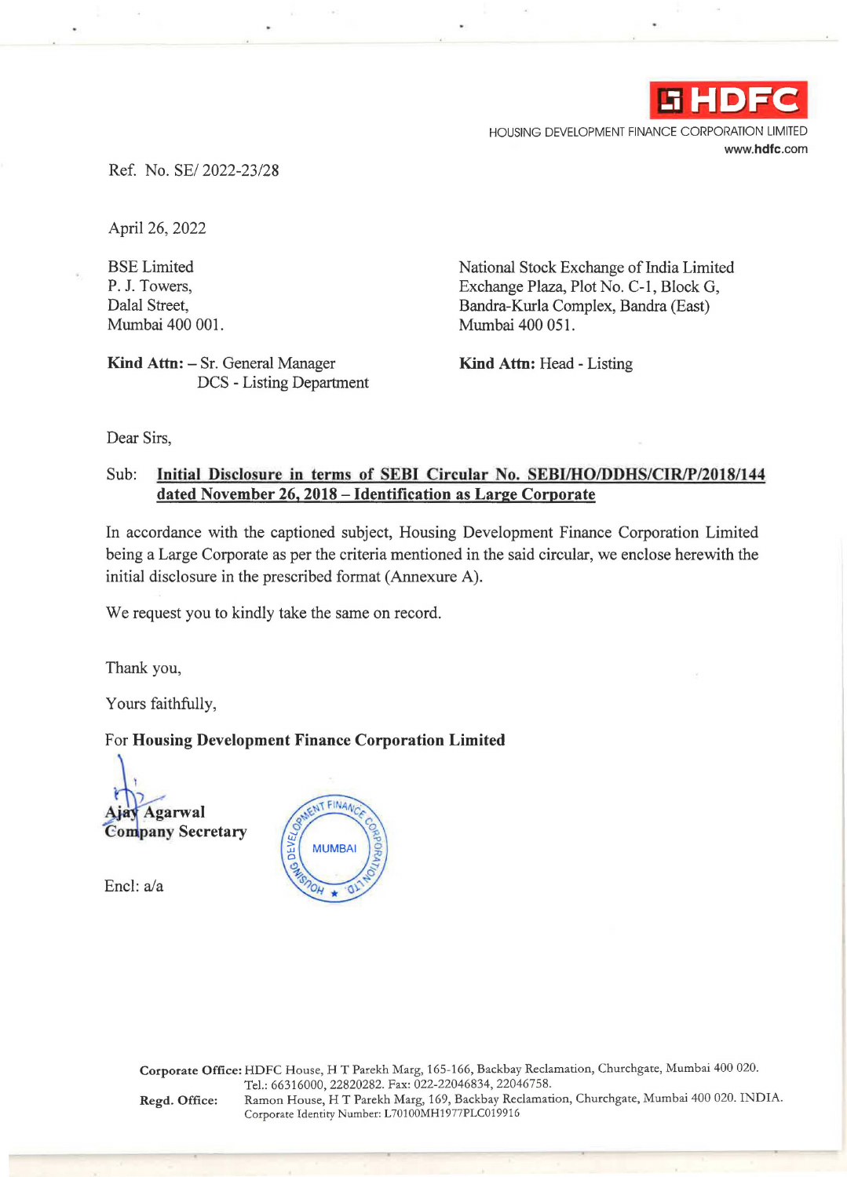**HDFC**

HOUSING DEVELOPMENT FINANCE CORPORATION LIMITED
www.hdfc.com

Ref. No. SE/ 2022-23/28

April 26, 2022

BSE Limited
P. J. Towers,
Dalal Street,
Mumbai 400 001.

**Kind Attn:** – Sr. General Manager
DCS - Listing Department

National Stock Exchange of India Limited
Exchange Plaza, Plot No. C-1, Block G,
Bandra-Kurla Complex, Bandra (East)
Mumbai 400 051.

**Kind Attn:** Head - Listing

Dear Sirs,

Sub: **Initial Disclosure in terms of SEBI Circular No. SEBI/HO/DDHS/CIR/P/2018/144 dated November 26, 2018 – Identification as Large Corporate**

In accordance with the captioned subject, Housing Development Finance Corporation Limited being a Large Corporate as per the criteria mentioned in the said circular, we enclose herewith the initial disclosure in the prescribed format (Annexure A).

We request you to kindly take the same on record.

Thank you,

Yours faithfully,

For **Housing Development Finance Corporation Limited**

**Ajay Agarwal**
**Company Secretary**

Encl: a/a

**Corporate Office:** HDFC House, H T Parekh Marg, 165-166, Backbay Reclamation, Churchgate, Mumbai 400 020.
Tel.: 66316000, 22820282. Fax: 022-22046834, 22046758.

**Regd. Office:** Ramon House, H T Parekh Marg, 169, Backbay Reclamation, Churchgate, Mumbai 400 020. INDIA.
Corporate Identity Number: L70100MH1977PLC019916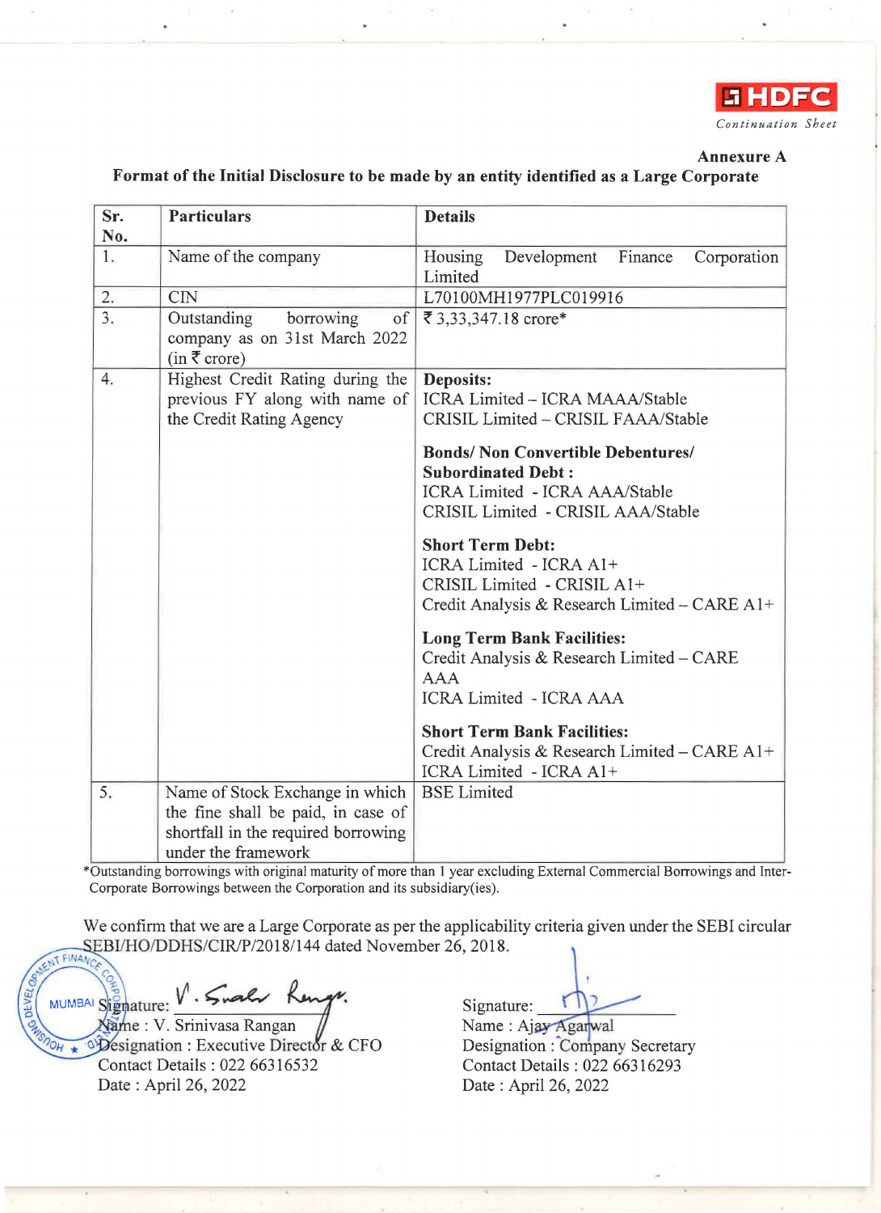HDFC

*Continuation Sheet*

**Annexure A**

**Format of the Initial Disclosure to be made by an entity identified as a Large Corporate**

| Sr. No. | Particulars | Details |
|---|---|---|
| 1. | Name of the company | Housing Development Finance Corporation Limited |
| 2. | CIN | L70100MH1977PLC019916 |
| 3. | Outstanding borrowing of company as on 31st March 2022 (in ₹ crore) | ₹ 3,33,347.18 crore* |
| 4. | Highest Credit Rating during the previous FY along with name of the Credit Rating Agency | **Deposits:**<br>ICRA Limited – ICRA MAAA/Stable<br>CRISIL Limited – CRISIL FAAA/Stable<br><br>**Bonds/ Non Convertible Debentures/ Subordinated Debt :**<br>ICRA Limited - ICRA AAA/Stable<br>CRISIL Limited - CRISIL AAA/Stable<br><br>**Short Term Debt:**<br>ICRA Limited - ICRA A1+<br>CRISIL Limited - CRISIL A1+<br>Credit Analysis & Research Limited – CARE A1+<br><br>**Long Term Bank Facilities:**<br>Credit Analysis & Research Limited – CARE AAA<br>ICRA Limited - ICRA AAA<br><br>**Short Term Bank Facilities:**<br>Credit Analysis & Research Limited – CARE A1+<br>ICRA Limited - ICRA A1+ |
| 5. | Name of Stock Exchange in which the fine shall be paid, in case of shortfall in the required borrowing under the framework | BSE Limited |

*Outstanding borrowings with original maturity of more than 1 year excluding External Commercial Borrowings and Inter-Corporate Borrowings between the Corporation and its subsidiary(ies).

We confirm that we are a Large Corporate as per the applicability criteria given under the SEBI circular SEBI/HO/DDHS/CIR/P/2018/144 dated November 26, 2018.

Signature: V. Srinivasa Rangan
Name : V. Srinivasa Rangan
Designation : Executive Director & CFO
Contact Details : 022 66316532
Date : April 26, 2022

Signature:
Name : Ajay Agarwal
Designation : Company Secretary
Contact Details : 022 66316293
Date : April 26, 2022